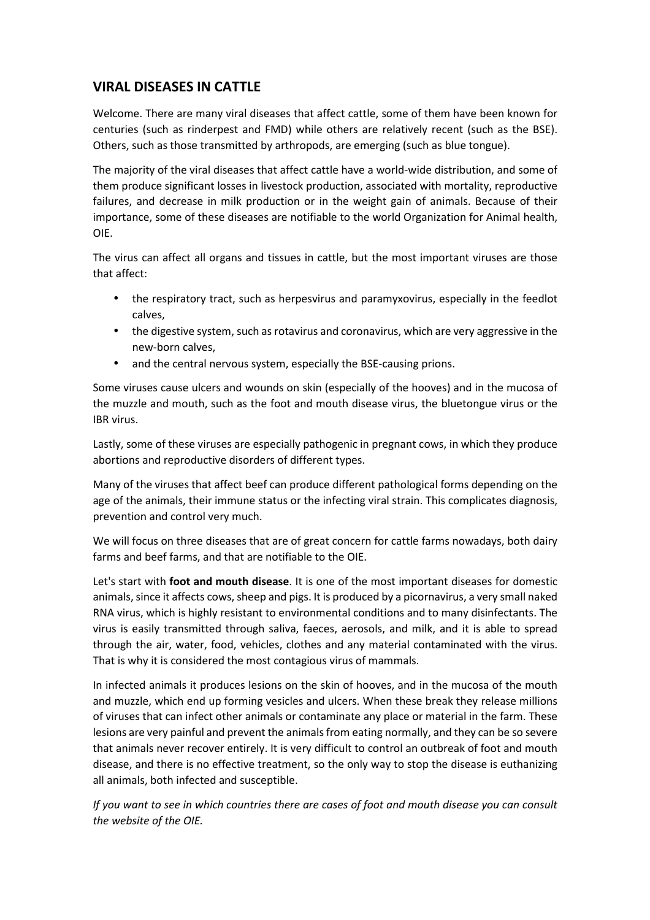## VIRAL DISEASES IN CATTLE

Welcome. There are many viral diseases that affect cattle, some of them have been known for centuries (such as rinderpest and FMD) while others are relatively recent (such as the BSE). Others, such as those transmitted by arthropods, are emerging (such as blue tongue).

The majority of the viral diseases that affect cattle have a world-wide distribution, and some of them produce significant losses in livestock production, associated with mortality, reproductive failures, and decrease in milk production or in the weight gain of animals. Because of their importance, some of these diseases are notifiable to the world Organization for Animal health, OIE.

The virus can affect all organs and tissues in cattle, but the most important viruses are those that affect:

- the respiratory tract, such as herpesvirus and paramyxovirus, especially in the feedlot calves,
- the digestive system, such as rotavirus and coronavirus, which are very aggressive in the new-born calves,
- and the central nervous system, especially the BSE-causing prions.

Some viruses cause ulcers and wounds on skin (especially of the hooves) and in the mucosa of the muzzle and mouth, such as the foot and mouth disease virus, the bluetongue virus or the IBR virus.

Lastly, some of these viruses are especially pathogenic in pregnant cows, in which they produce abortions and reproductive disorders of different types.

Many of the viruses that affect beef can produce different pathological forms depending on the age of the animals, their immune status or the infecting viral strain. This complicates diagnosis, prevention and control very much.

We will focus on three diseases that are of great concern for cattle farms nowadays, both dairy farms and beef farms, and that are notifiable to the OIE.

Let's start with **foot and mouth disease**. It is one of the most important diseases for domestic animals, since it affects cows, sheep and pigs. It is produced by a picornavirus, a very small naked RNA virus, which is highly resistant to environmental conditions and to many disinfectants. The virus is easily transmitted through saliva, faeces, aerosols, and milk, and it is able to spread through the air, water, food, vehicles, clothes and any material contaminated with the virus. That is why it is considered the most contagious virus of mammals.

In infected animals it produces lesions on the skin of hooves, and in the mucosa of the mouth and muzzle, which end up forming vesicles and ulcers. When these break they release millions of viruses that can infect other animals or contaminate any place or material in the farm. These lesions are very painful and prevent the animals from eating normally, and they can be so severe that animals never recover entirely. It is very difficult to control an outbreak of foot and mouth disease, and there is no effective treatment, so the only way to stop the disease is euthanizing all animals, both infected and susceptible.

*If you want to see in which countries there are cases of foot and mouth disease you can consult the website of the OIE.*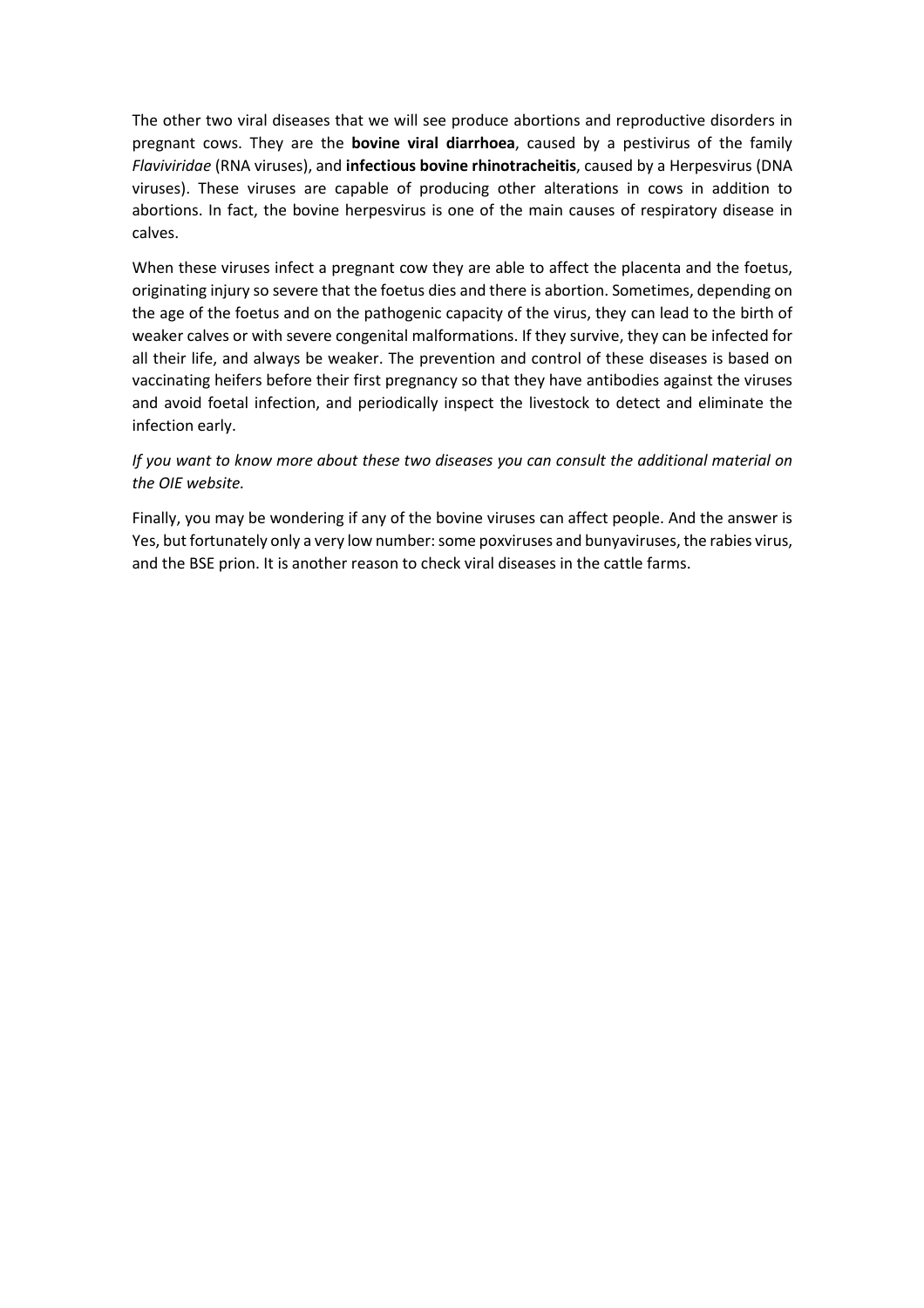The other two viral diseases that we will see produce abortions and reproductive disorders in pregnant cows. They are the **bovine viral diarrhoea**, caused by a pestivirus of the family *Flaviviridae* (RNA viruses), and **infectious bovine rhinotracheitis**, caused by a Herpesvirus (DNA viruses). These viruses are capable of producing other alterations in cows in addition to abortions. In fact, the bovine herpesvirus is one of the main causes of respiratory disease in calves.

When these viruses infect a pregnant cow they are able to affect the placenta and the foetus, originating injury so severe that the foetus dies and there is abortion. Sometimes, depending on the age of the foetus and on the pathogenic capacity of the virus, they can lead to the birth of weaker calves or with severe congenital malformations. If they survive, they can be infected for all their life, and always be weaker. The prevention and control of these diseases is based on vaccinating heifers before their first pregnancy so that they have antibodies against the viruses and avoid foetal infection, and periodically inspect the livestock to detect and eliminate the infection early.

*If you want to know more about these two diseases you can consult the additional material on the OIE website.*

Finally, you may be wondering if any of the bovine viruses can affect people. And the answer is Yes, but fortunately only a very low number: some poxviruses and bunyaviruses, the rabies virus, and the BSE prion. It is another reason to check viral diseases in the cattle farms.